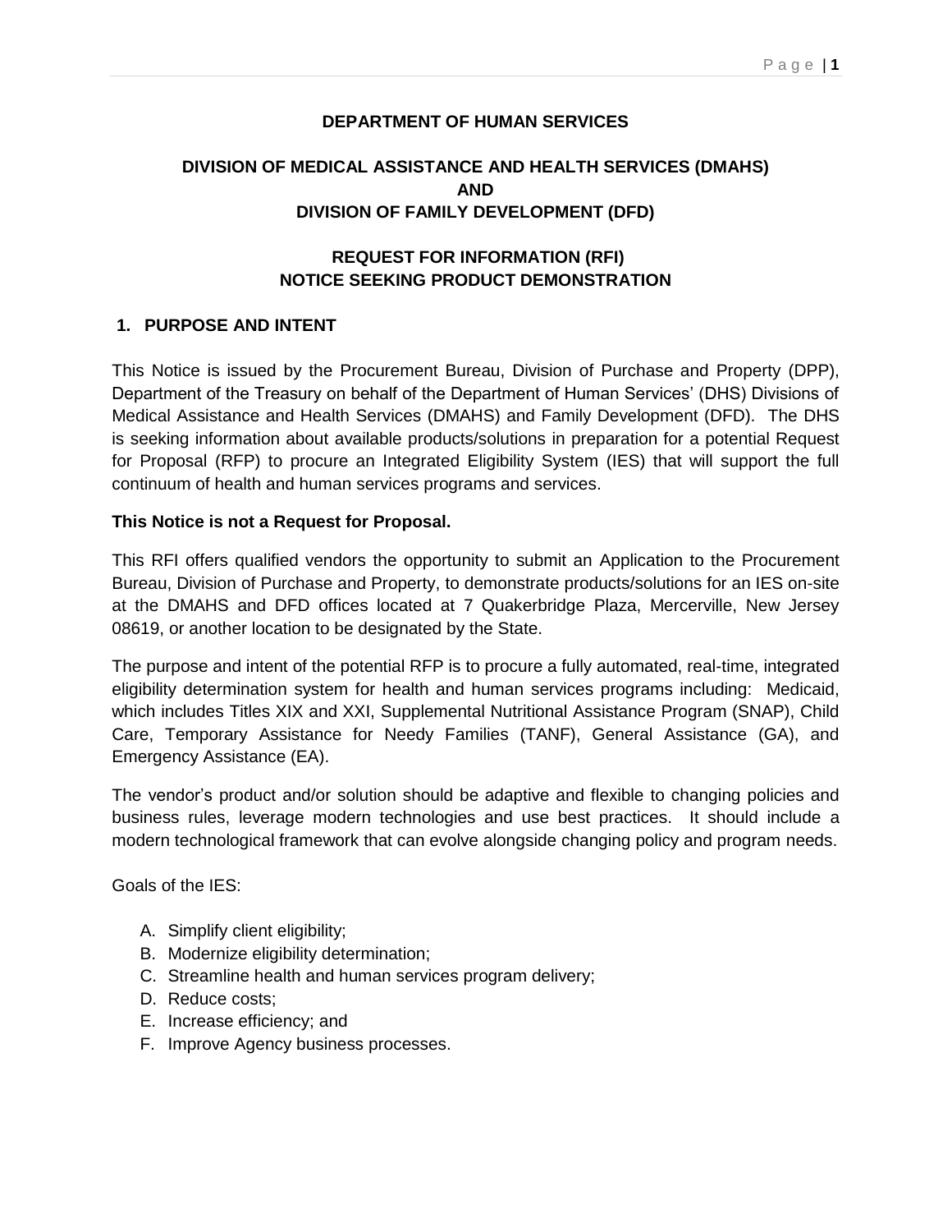# DEPARTMENT OF HUMAN SERVICES

## DIVISION OF MEDICAL ASSISTANCE AND HEALTH SERVICES (DMAHS)
## AND
## DIVISION OF FAMILY DEVELOPMENT (DFD)

## REQUEST FOR INFORMATION (RFI)
## NOTICE SEEKING PRODUCT DEMONSTRATION

### 1. PURPOSE AND INTENT

This Notice is issued by the Procurement Bureau, Division of Purchase and Property (DPP), Department of the Treasury on behalf of the Department of Human Services' (DHS) Divisions of Medical Assistance and Health Services (DMAHS) and Family Development (DFD). The DHS is seeking information about available products/solutions in preparation for a potential Request for Proposal (RFP) to procure an Integrated Eligibility System (IES) that will support the full continuum of health and human services programs and services.

**This Notice is not a Request for Proposal.**

This RFI offers qualified vendors the opportunity to submit an Application to the Procurement Bureau, Division of Purchase and Property, to demonstrate products/solutions for an IES on-site at the DMAHS and DFD offices located at 7 Quakerbridge Plaza, Mercerville, New Jersey 08619, or another location to be designated by the State.

The purpose and intent of the potential RFP is to procure a fully automated, real-time, integrated eligibility determination system for health and human services programs including: Medicaid, which includes Titles XIX and XXI, Supplemental Nutritional Assistance Program (SNAP), Child Care, Temporary Assistance for Needy Families (TANF), General Assistance (GA), and Emergency Assistance (EA).

The vendor's product and/or solution should be adaptive and flexible to changing policies and business rules, leverage modern technologies and use best practices. It should include a modern technological framework that can evolve alongside changing policy and program needs.

Goals of the IES:

A. Simplify client eligibility;
B. Modernize eligibility determination;
C. Streamline health and human services program delivery;
D. Reduce costs;
E. Increase efficiency; and
F. Improve Agency business processes.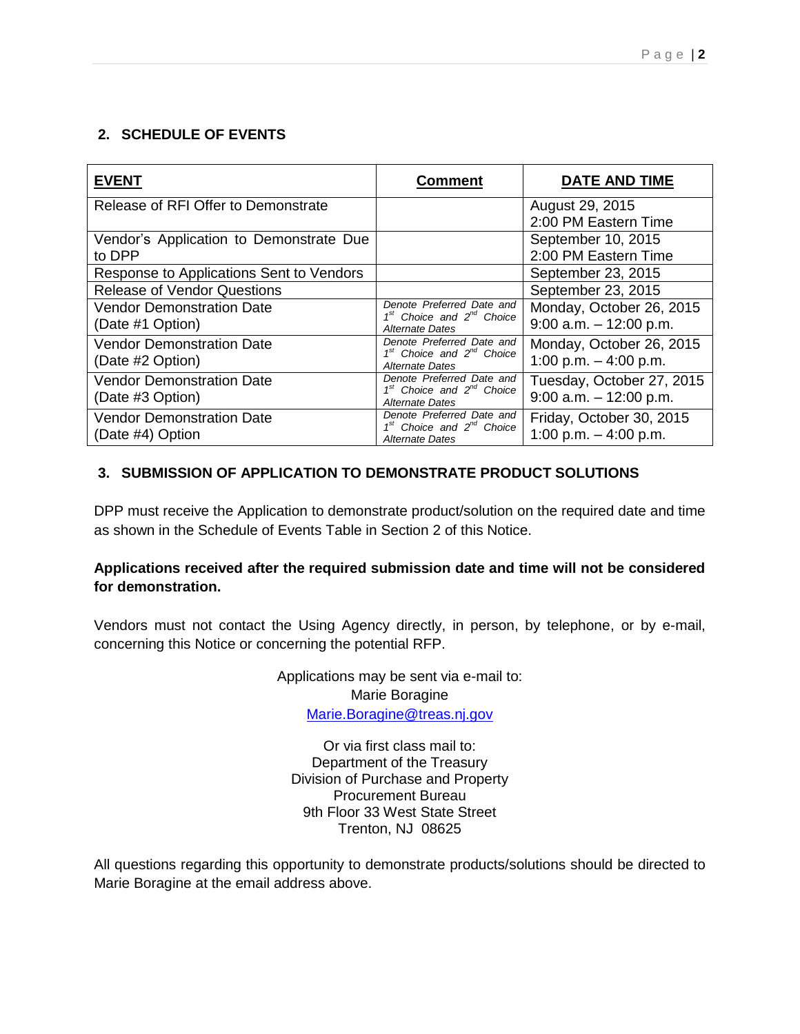## 2. SCHEDULE OF EVENTS

| EVENT | Comment | DATE AND TIME |
|---|---|---|
| Release of RFI Offer to Demonstrate | | August 29, 2015<br>2:00 PM Eastern Time |
| Vendor's Application to Demonstrate Due to DPP | | September 10, 2015<br>2:00 PM Eastern Time |
| Response to Applications Sent to Vendors | | September 23, 2015 |
| Release of Vendor Questions | | September 23, 2015 |
| Vendor Demonstration Date (Date #1 Option) | *Denote Preferred Date and 1st Choice and 2nd Choice Alternate Dates* | Monday, October 26, 2015<br>9:00 a.m. – 12:00 p.m. |
| Vendor Demonstration Date (Date #2 Option) | *Denote Preferred Date and 1st Choice and 2nd Choice Alternate Dates* | Monday, October 26, 2015<br>1:00 p.m. – 4:00 p.m. |
| Vendor Demonstration Date (Date #3 Option) | *Denote Preferred Date and 1st Choice and 2nd Choice Alternate Dates* | Tuesday, October 27, 2015<br>9:00 a.m. – 12:00 p.m. |
| Vendor Demonstration Date (Date #4) Option | *Denote Preferred Date and 1st Choice and 2nd Choice Alternate Dates* | Friday, October 30, 2015<br>1:00 p.m. – 4:00 p.m. |

## 3. SUBMISSION OF APPLICATION TO DEMONSTRATE PRODUCT SOLUTIONS

DPP must receive the Application to demonstrate product/solution on the required date and time as shown in the Schedule of Events Table in Section 2 of this Notice.

**Applications received after the required submission date and time will not be considered for demonstration.**

Vendors must not contact the Using Agency directly, in person, by telephone, or by e-mail, concerning this Notice or concerning the potential RFP.

Applications may be sent via e-mail to:
Marie Boragine
Marie.Boragine@treas.nj.gov

Or via first class mail to:
Department of the Treasury
Division of Purchase and Property
Procurement Bureau
9th Floor 33 West State Street
Trenton, NJ 08625

All questions regarding this opportunity to demonstrate products/solutions should be directed to Marie Boragine at the email address above.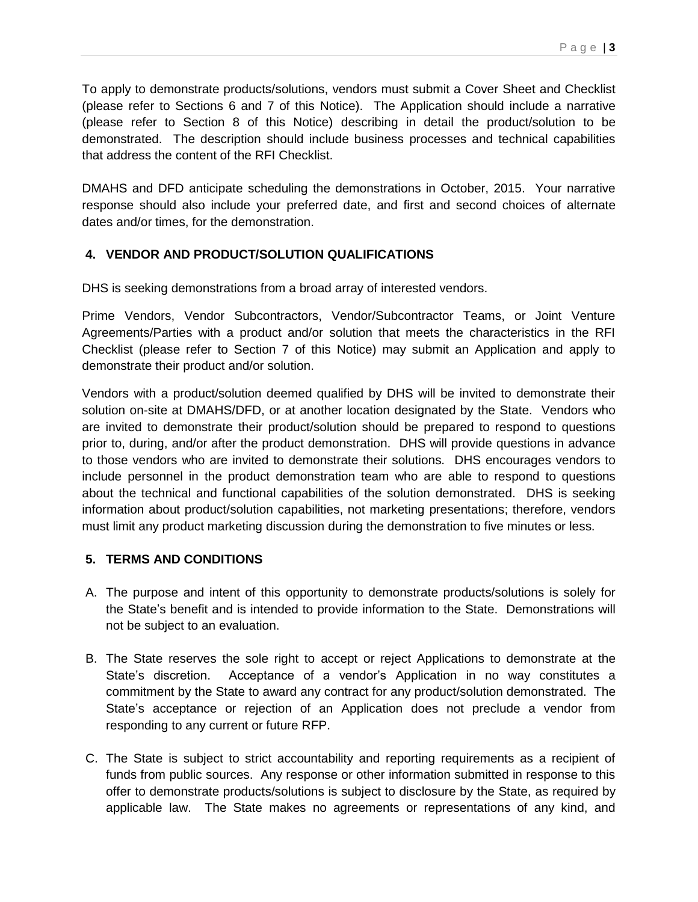To apply to demonstrate products/solutions, vendors must submit a Cover Sheet and Checklist (please refer to Sections 6 and 7 of this Notice). The Application should include a narrative (please refer to Section 8 of this Notice) describing in detail the product/solution to be demonstrated. The description should include business processes and technical capabilities that address the content of the RFI Checklist.

DMAHS and DFD anticipate scheduling the demonstrations in October, 2015. Your narrative response should also include your preferred date, and first and second choices of alternate dates and/or times, for the demonstration.

## 4. VENDOR AND PRODUCT/SOLUTION QUALIFICATIONS

DHS is seeking demonstrations from a broad array of interested vendors.

Prime Vendors, Vendor Subcontractors, Vendor/Subcontractor Teams, or Joint Venture Agreements/Parties with a product and/or solution that meets the characteristics in the RFI Checklist (please refer to Section 7 of this Notice) may submit an Application and apply to demonstrate their product and/or solution.

Vendors with a product/solution deemed qualified by DHS will be invited to demonstrate their solution on-site at DMAHS/DFD, or at another location designated by the State. Vendors who are invited to demonstrate their product/solution should be prepared to respond to questions prior to, during, and/or after the product demonstration. DHS will provide questions in advance to those vendors who are invited to demonstrate their solutions. DHS encourages vendors to include personnel in the product demonstration team who are able to respond to questions about the technical and functional capabilities of the solution demonstrated. DHS is seeking information about product/solution capabilities, not marketing presentations; therefore, vendors must limit any product marketing discussion during the demonstration to five minutes or less.

## 5. TERMS AND CONDITIONS

A. The purpose and intent of this opportunity to demonstrate products/solutions is solely for the State's benefit and is intended to provide information to the State. Demonstrations will not be subject to an evaluation.

B. The State reserves the sole right to accept or reject Applications to demonstrate at the State's discretion. Acceptance of a vendor's Application in no way constitutes a commitment by the State to award any contract for any product/solution demonstrated. The State's acceptance or rejection of an Application does not preclude a vendor from responding to any current or future RFP.

C. The State is subject to strict accountability and reporting requirements as a recipient of funds from public sources. Any response or other information submitted in response to this offer to demonstrate products/solutions is subject to disclosure by the State, as required by applicable law. The State makes no agreements or representations of any kind, and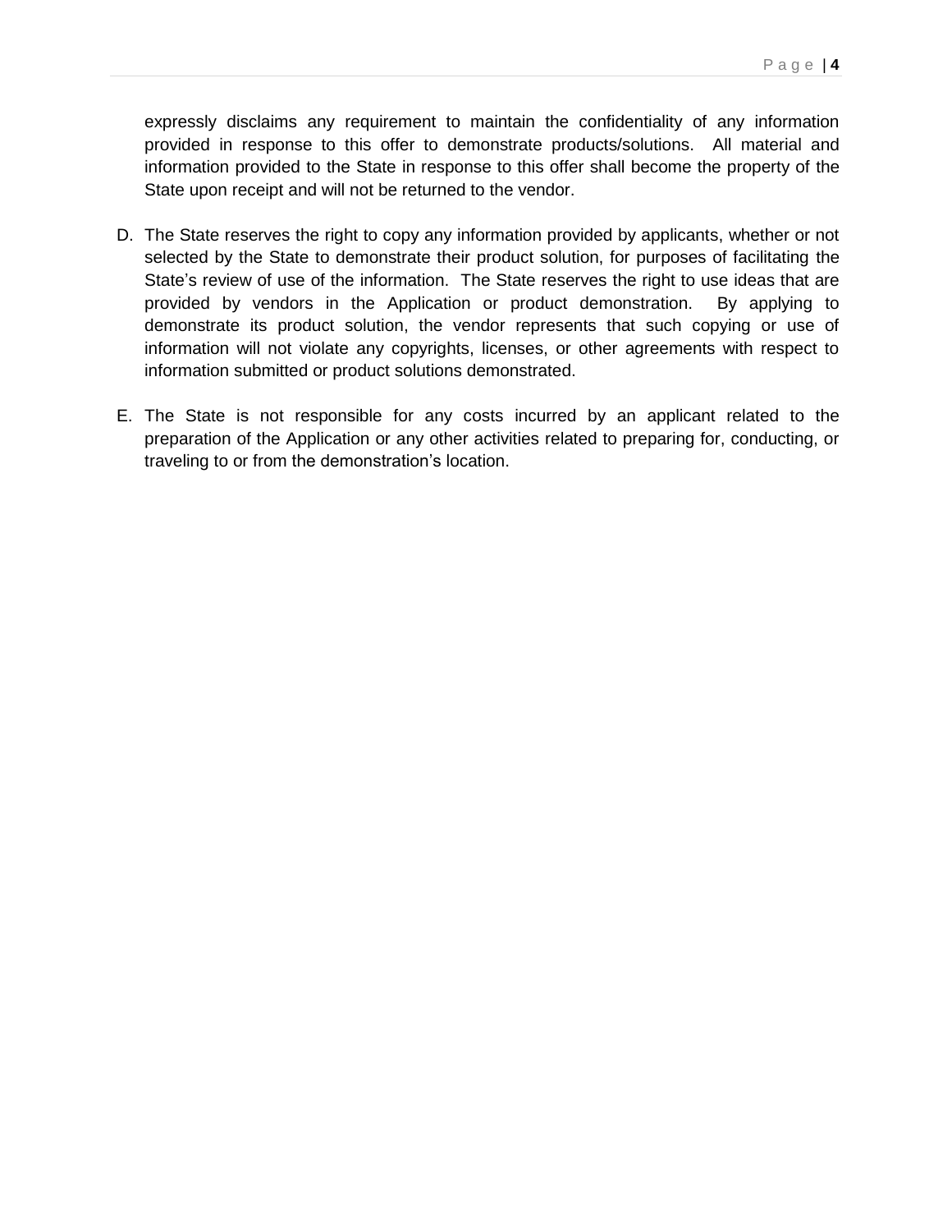expressly disclaims any requirement to maintain the confidentiality of any information provided in response to this offer to demonstrate products/solutions. All material and information provided to the State in response to this offer shall become the property of the State upon receipt and will not be returned to the vendor.

D. The State reserves the right to copy any information provided by applicants, whether or not selected by the State to demonstrate their product solution, for purposes of facilitating the State's review of use of the information. The State reserves the right to use ideas that are provided by vendors in the Application or product demonstration. By applying to demonstrate its product solution, the vendor represents that such copying or use of information will not violate any copyrights, licenses, or other agreements with respect to information submitted or product solutions demonstrated.

E. The State is not responsible for any costs incurred by an applicant related to the preparation of the Application or any other activities related to preparing for, conducting, or traveling to or from the demonstration's location.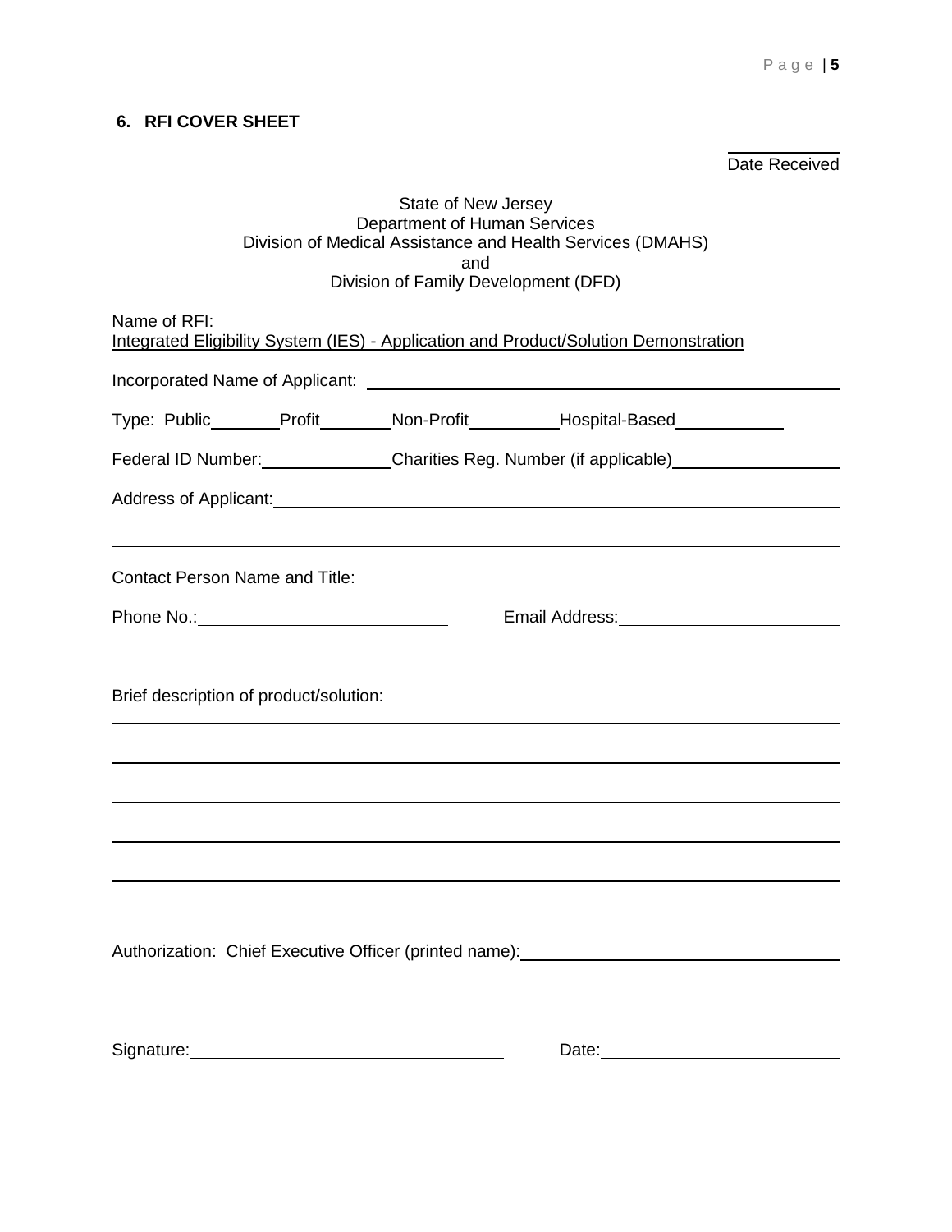## 6. RFI COVER SHEET

\_\_\_\_\_\_\_\_\_\_\_\_
Date Received

State of New Jersey
Department of Human Services
Division of Medical Assistance and Health Services (DMAHS)
and
Division of Family Development (DFD)

Name of RFI:
Integrated Eligibility System (IES) - Application and Product/Solution Demonstration

Incorporated Name of Applicant: \_\_\_\_\_\_\_\_\_\_\_\_\_\_\_\_\_\_\_\_\_\_\_\_\_\_\_\_\_\_\_\_\_\_\_\_\_\_\_\_\_\_\_\_

Type: Public\_\_\_\_\_\_\_\_ Profit\_\_\_\_\_\_\_\_ Non-Profit\_\_\_\_\_\_\_\_\_\_ Hospital-Based\_\_\_\_\_\_\_\_\_\_\_\_

Federal ID Number:\_\_\_\_\_\_\_\_\_\_\_\_\_\_\_\_ Charities Reg. Number (if applicable)\_\_\_\_\_\_\_\_\_\_\_\_\_\_\_\_\_\_\_\_

Address of Applicant:\_\_\_\_\_\_\_\_\_\_\_\_\_\_\_\_\_\_\_\_\_\_\_\_\_\_\_\_\_\_\_\_\_\_\_\_\_\_\_\_\_\_\_\_\_\_\_\_\_\_\_\_\_\_\_\_

\_\_\_\_\_\_\_\_\_\_\_\_\_\_\_\_\_\_\_\_\_\_\_\_\_\_\_\_\_\_\_\_\_\_\_\_\_\_\_\_\_\_\_\_\_\_\_\_\_\_\_\_\_\_\_\_\_\_\_\_\_\_\_\_\_\_\_\_\_\_\_\_

Contact Person Name and Title:\_\_\_\_\_\_\_\_\_\_\_\_\_\_\_\_\_\_\_\_\_\_\_\_\_\_\_\_\_\_\_\_\_\_\_\_\_\_\_\_\_\_\_\_\_\_\_\_

Phone No.:\_\_\_\_\_\_\_\_\_\_\_\_\_\_\_\_\_\_\_\_\_\_\_\_\_\_\_\_\_ Email Address:\_\_\_\_\_\_\_\_\_\_\_\_\_\_\_\_\_\_\_\_\_\_\_\_\_\_

Brief description of product/solution:

\_\_\_\_\_\_\_\_\_\_\_\_\_\_\_\_\_\_\_\_\_\_\_\_\_\_\_\_\_\_\_\_\_\_\_\_\_\_\_\_\_\_\_\_\_\_\_\_\_\_\_\_\_\_\_\_\_\_\_\_\_\_\_\_\_\_\_\_\_\_\_\_

\_\_\_\_\_\_\_\_\_\_\_\_\_\_\_\_\_\_\_\_\_\_\_\_\_\_\_\_\_\_\_\_\_\_\_\_\_\_\_\_\_\_\_\_\_\_\_\_\_\_\_\_\_\_\_\_\_\_\_\_\_\_\_\_\_\_\_\_\_\_\_\_

\_\_\_\_\_\_\_\_\_\_\_\_\_\_\_\_\_\_\_\_\_\_\_\_\_\_\_\_\_\_\_\_\_\_\_\_\_\_\_\_\_\_\_\_\_\_\_\_\_\_\_\_\_\_\_\_\_\_\_\_\_\_\_\_\_\_\_\_\_\_\_\_

\_\_\_\_\_\_\_\_\_\_\_\_\_\_\_\_\_\_\_\_\_\_\_\_\_\_\_\_\_\_\_\_\_\_\_\_\_\_\_\_\_\_\_\_\_\_\_\_\_\_\_\_\_\_\_\_\_\_\_\_\_\_\_\_\_\_\_\_\_\_\_\_

\_\_\_\_\_\_\_\_\_\_\_\_\_\_\_\_\_\_\_\_\_\_\_\_\_\_\_\_\_\_\_\_\_\_\_\_\_\_\_\_\_\_\_\_\_\_\_\_\_\_\_\_\_\_\_\_\_\_\_\_\_\_\_\_\_\_\_\_\_\_\_\_

Authorization: Chief Executive Officer (printed name):\_\_\_\_\_\_\_\_\_\_\_\_\_\_\_\_\_\_\_\_\_\_\_\_\_\_\_\_\_\_\_\_\_\_\_\_

Signature:\_\_\_\_\_\_\_\_\_\_\_\_\_\_\_\_\_\_\_\_\_\_\_\_\_\_\_\_\_\_\_\_\_\_\_\_ Date:\_\_\_\_\_\_\_\_\_\_\_\_\_\_\_\_\_\_\_\_\_\_\_\_\_\_\_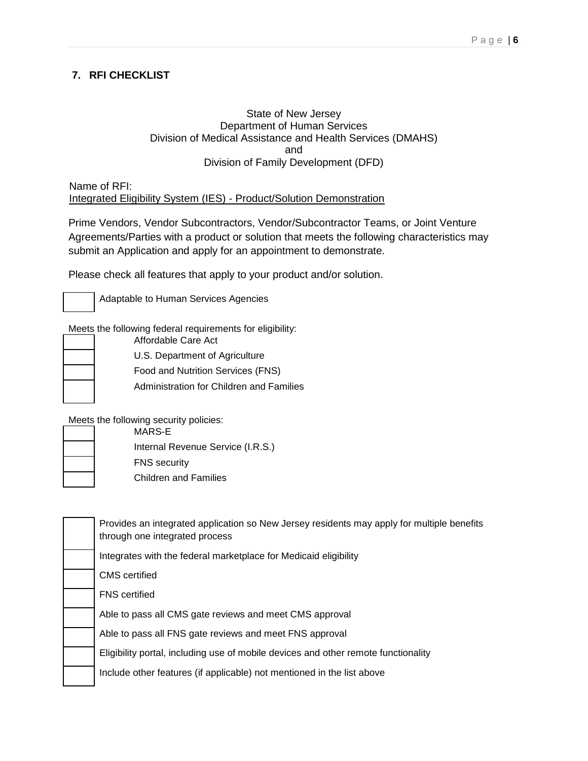## 7. RFI CHECKLIST

State of New Jersey
Department of Human Services
Division of Medical Assistance and Health Services (DMAHS)
and
Division of Family Development (DFD)

Name of RFI:
<u>Integrated Eligibility System (IES) - Product/Solution Demonstration</u>

Prime Vendors, Vendor Subcontractors, Vendor/Subcontractor Teams, or Joint Venture Agreements/Parties with a product or solution that meets the following characteristics may submit an Application and apply for an appointment to demonstrate.

Please check all features that apply to your product and/or solution.

- [ ] Adaptable to Human Services Agencies

Meets the following federal requirements for eligibility:

- [ ] Affordable Care Act
- [ ] U.S. Department of Agriculture
- [ ] Food and Nutrition Services (FNS)
- [ ] Administration for Children and Families

Meets the following security policies:

- [ ] MARS-E
- [ ] Internal Revenue Service (I.R.S.)
- [ ] FNS security
- [ ] Children and Families

- [ ] Provides an integrated application so New Jersey residents may apply for multiple benefits through one integrated process
- [ ] Integrates with the federal marketplace for Medicaid eligibility
- [ ] CMS certified
- [ ] FNS certified
- [ ] Able to pass all CMS gate reviews and meet CMS approval
- [ ] Able to pass all FNS gate reviews and meet FNS approval
- [ ] Eligibility portal, including use of mobile devices and other remote functionality
- [ ] Include other features (if applicable) not mentioned in the list above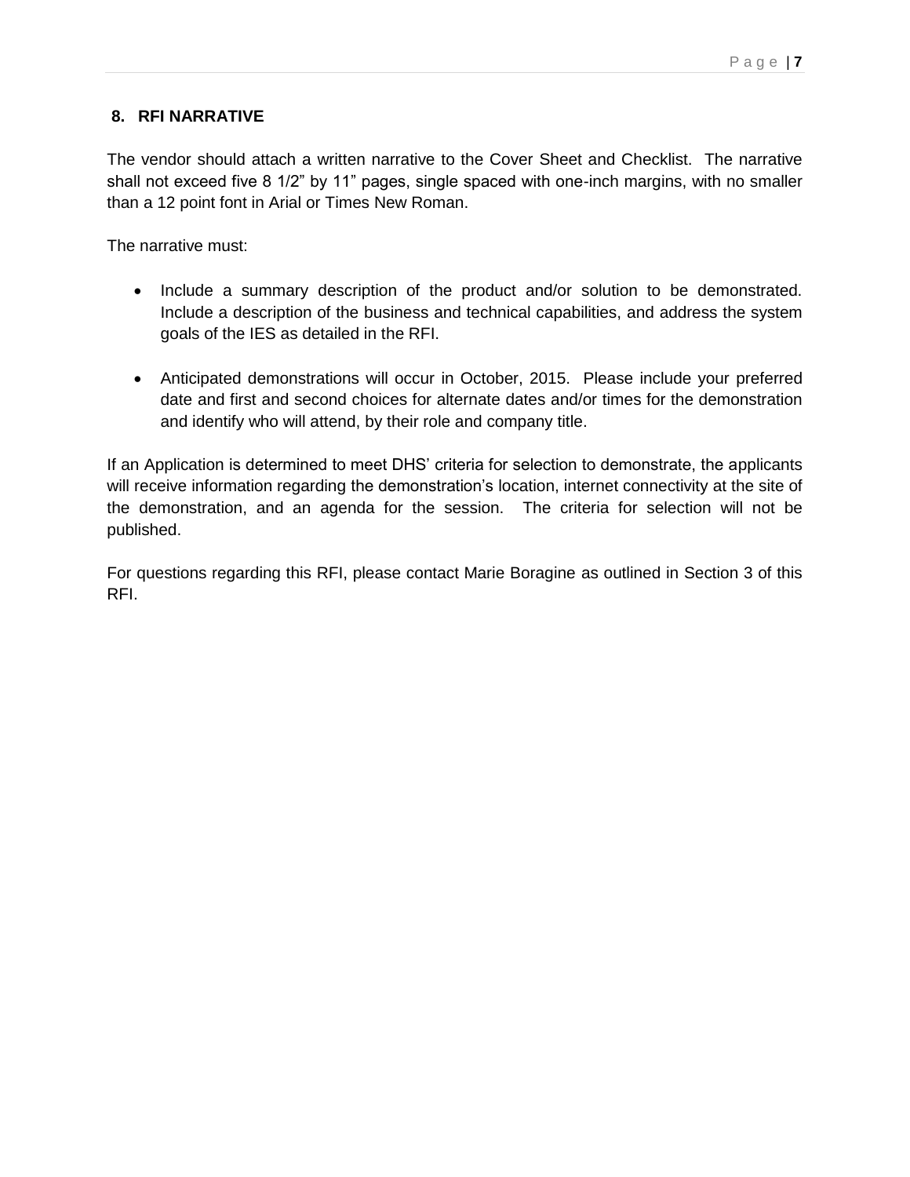## 8. RFI NARRATIVE

The vendor should attach a written narrative to the Cover Sheet and Checklist. The narrative shall not exceed five 8 1/2" by 11" pages, single spaced with one-inch margins, with no smaller than a 12 point font in Arial or Times New Roman.

The narrative must:

- Include a summary description of the product and/or solution to be demonstrated. Include a description of the business and technical capabilities, and address the system goals of the IES as detailed in the RFI.
- Anticipated demonstrations will occur in October, 2015. Please include your preferred date and first and second choices for alternate dates and/or times for the demonstration and identify who will attend, by their role and company title.

If an Application is determined to meet DHS' criteria for selection to demonstrate, the applicants will receive information regarding the demonstration's location, internet connectivity at the site of the demonstration, and an agenda for the session. The criteria for selection will not be published.

For questions regarding this RFI, please contact Marie Boragine as outlined in Section 3 of this RFI.